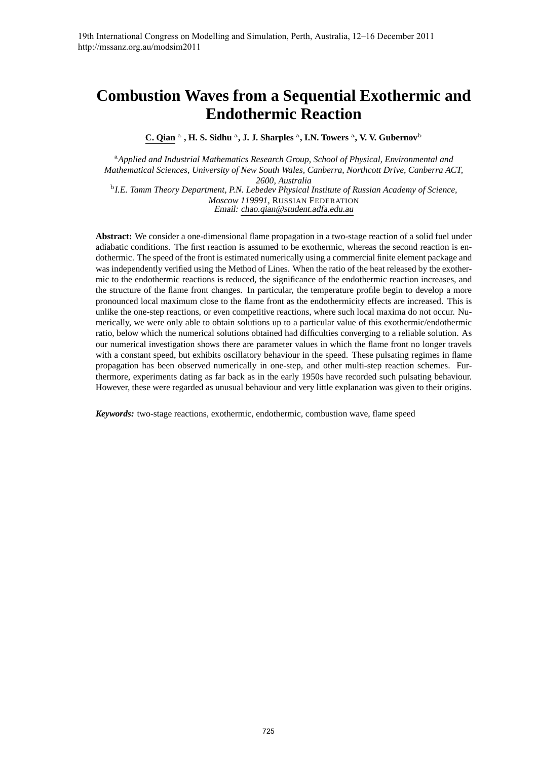# Combustion Waves from a Sequential Exothermic and Endothermic Reaction

**C. Qian** [a] **, H. S. Sidhu** [a]**, J. J. Sharples** [a]**, I.N. Towers** [a]**, V. V. Gubernov**[b]

[a]*Applied and Industrial Mathematics Research Group, School of Physical, Environmental and Mathematical Sciences, University of New South Wales, Canberra, Northcott Drive, Canberra ACT, 2600, Australia*

[b]*I.E. Tamm Theory Department, P.N. Lebedev Physical Institute of Russian Academy of Science, Moscow 119991,* RUSSIAN FEDERATION

*Email: chao.qian@student.adfa.edu.au*

**Abstract:** We consider a one-dimensional flame propagation in a two-stage reaction of a solid fuel under adiabatic conditions. The first reaction is assumed to be exothermic, whereas the second reaction is endothermic. The speed of the front is estimated numerically using a commercial finite element package and was independently verified using the Method of Lines. When the ratio of the heat released by the exothermic to the endothermic reactions is reduced, the significance of the endothermic reaction increases, and the structure of the flame front changes. In particular, the temperature profile begin to develop a more pronounced local maximum close to the flame front as the endothermicity effects are increased. This is unlike the one-step reactions, or even competitive reactions, where such local maxima do not occur. Numerically, we were only able to obtain solutions up to a particular value of this exothermic/endothermic ratio, below which the numerical solutions obtained had difficulties converging to a reliable solution. As our numerical investigation shows there are parameter values in which the flame front no longer travels with a constant speed, but exhibits oscillatory behaviour in the speed. These pulsating regimes in flame propagation has been observed numerically in one-step, and other multi-step reaction schemes. Furthermore, experiments dating as far back as in the early 1950s have recorded such pulsating behaviour. However, these were regarded as unusual behaviour and very little explanation was given to their origins.

***Keywords:*** two-stage reactions, exothermic, endothermic, combustion wave, flame speed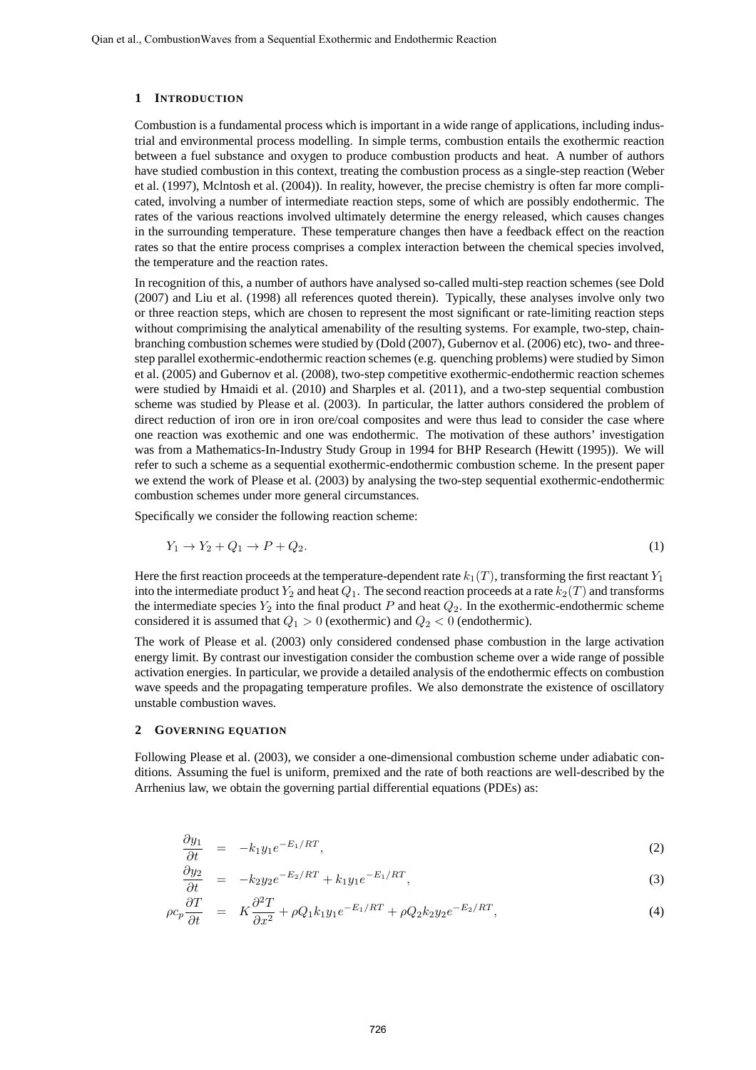## 1 INTRODUCTION

Combustion is a fundamental process which is important in a wide range of applications, including industrial and environmental process modelling. In simple terms, combustion entails the exothermic reaction between a fuel substance and oxygen to produce combustion products and heat. A number of authors have studied combustion in this context, treating the combustion process as a single-step reaction (Weber et al. (1997), Mclntosh et al. (2004)). In reality, however, the precise chemistry is often far more complicated, involving a number of intermediate reaction steps, some of which are possibly endothermic. The rates of the various reactions involved ultimately determine the energy released, which causes changes in the surrounding temperature. These temperature changes then have a feedback effect on the reaction rates so that the entire process comprises a complex interaction between the chemical species involved, the temperature and the reaction rates.

In recognition of this, a number of authors have analysed so-called multi-step reaction schemes (see Dold (2007) and Liu et al. (1998) all references quoted therein). Typically, these analyses involve only two or three reaction steps, which are chosen to represent the most significant or rate-limiting reaction steps without comprimising the analytical amenability of the resulting systems. For example, two-step, chain-branching combustion schemes were studied by (Dold (2007), Gubernov et al. (2006) etc), two- and three-step parallel exothermic-endothermic reaction schemes (e.g. quenching problems) were studied by Simon et al. (2005) and Gubernov et al. (2008), two-step competitive exothermic-endothermic reaction schemes were studied by Hmaidi et al. (2010) and Sharples et al. (2011), and a two-step sequential combustion scheme was studied by Please et al. (2003). In particular, the latter authors considered the problem of direct reduction of iron ore in iron ore/coal composites and were thus lead to consider the case where one reaction was exothemic and one was endothermic. The motivation of these authors' investigation was from a Mathematics-In-Industry Study Group in 1994 for BHP Research (Hewitt (1995)). We will refer to such a scheme as a sequential exothermic-endothermic combustion scheme. In the present paper we extend the work of Please et al. (2003) by analysing the two-step sequential exothermic-endothermic combustion schemes under more general circumstances.

Specifically we consider the following reaction scheme:

$$Y_1 \rightarrow Y_2 + Q_1 \rightarrow P + Q_2. \tag{1}$$

Here the first reaction proceeds at the temperature-dependent rate $k_1(T)$, transforming the first reactant $Y_1$ into the intermediate product $Y_2$ and heat $Q_1$. The second reaction proceeds at a rate $k_2(T)$ and transforms the intermediate species $Y_2$ into the final product $P$ and heat $Q_2$. In the exothermic-endothermic scheme considered it is assumed that $Q_1 > 0$ (exothermic) and $Q_2 < 0$ (endothermic).

The work of Please et al. (2003) only considered condensed phase combustion in the large activation energy limit. By contrast our investigation consider the combustion scheme over a wide range of possible activation energies. In particular, we provide a detailed analysis of the endothermic effects on combustion wave speeds and the propagating temperature profiles. We also demonstrate the existence of oscillatory unstable combustion waves.

## 2 GOVERNING EQUATION

Following Please et al. (2003), we consider a one-dimensional combustion scheme under adiabatic conditions. Assuming the fuel is uniform, premixed and the rate of both reactions are well-described by the Arrhenius law, we obtain the governing partial differential equations (PDEs) as:

$$\frac{\partial y_1}{\partial t} = -k_1 y_1 e^{-E_1/RT}, \tag{2}$$

$$\frac{\partial y_2}{\partial t} = -k_2 y_2 e^{-E_2/RT} + k_1 y_1 e^{-E_1/RT}, \tag{3}$$

$$\rho c_p \frac{\partial T}{\partial t} = K \frac{\partial^2 T}{\partial x^2} + \rho Q_1 k_1 y_1 e^{-E_1/RT} + \rho Q_2 k_2 y_2 e^{-E_2/RT}, \tag{4}$$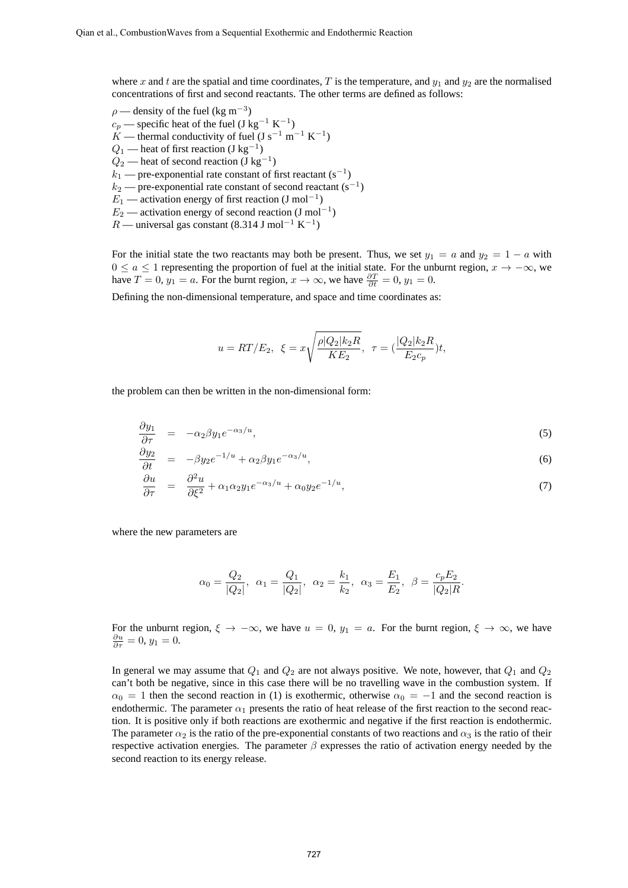where $x$ and $t$ are the spatial and time coordinates, $T$ is the temperature, and $y_1$ and $y_2$ are the normalised concentrations of first and second reactants. The other terms are defined as follows:

$\rho$ — density of the fuel (kg m$^{-3}$)
$c_p$ — specific heat of the fuel (J kg$^{-1}$ K$^{-1}$)
$K$ — thermal conductivity of fuel (J s$^{-1}$ m$^{-1}$ K$^{-1}$)
$Q_1$ — heat of first reaction (J kg$^{-1}$)
$Q_2$ — heat of second reaction (J kg$^{-1}$)
$k_1$ — pre-exponential rate constant of first reactant (s$^{-1}$)
$k_2$ — pre-exponential rate constant of second reactant (s$^{-1}$)
$E_1$ — activation energy of first reaction (J mol$^{-1}$)
$E_2$ — activation energy of second reaction (J mol$^{-1}$)
$R$ — universal gas constant (8.314 J mol$^{-1}$ K$^{-1}$)

For the initial state the two reactants may both be present. Thus, we set $y_1 = a$ and $y_2 = 1 - a$ with $0 \leq a \leq 1$ representing the proportion of fuel at the initial state. For the unburnt region, $x \to -\infty$, we have $T = 0$, $y_1 = a$. For the burnt region, $x \to \infty$, we have $\frac{\partial T}{\partial t} = 0$, $y_1 = 0$.

Defining the non-dimensional temperature, and space and time coordinates as:

$$u = RT/E_2, \;\; \xi = x\sqrt{\frac{\rho |Q_2| k_2 R}{K E_2}}, \;\; \tau = (\frac{|Q_2| k_2 R}{E_2 c_p})t,$$

the problem can then be written in the non-dimensional form:

$$\frac{\partial y_1}{\partial \tau} = -\alpha_2 \beta y_1 e^{-\alpha_3/u}, \tag{5}$$

$$\frac{\partial y_2}{\partial t} = -\beta y_2 e^{-1/u} + \alpha_2 \beta y_1 e^{-\alpha_3/u}, \tag{6}$$

$$\frac{\partial u}{\partial \tau} = \frac{\partial^2 u}{\partial \xi^2} + \alpha_1 \alpha_2 y_1 e^{-\alpha_3/u} + \alpha_0 y_2 e^{-1/u}, \tag{7}$$

where the new parameters are

$$\alpha_0 = \frac{Q_2}{|Q_2|}, \;\; \alpha_1 = \frac{Q_1}{|Q_2|}, \;\; \alpha_2 = \frac{k_1}{k_2}, \;\; \alpha_3 = \frac{E_1}{E_2}, \;\; \beta = \frac{c_p E_2}{|Q_2| R}.$$

For the unburnt region, $\xi \to -\infty$, we have $u = 0$, $y_1 = a$. For the burnt region, $\xi \to \infty$, we have $\frac{\partial u}{\partial \tau} = 0$, $y_1 = 0$.

In general we may assume that $Q_1$ and $Q_2$ are not always positive. We note, however, that $Q_1$ and $Q_2$ can't both be negative, since in this case there will be no travelling wave in the combustion system. If $\alpha_0 = 1$ then the second reaction in (1) is exothermic, otherwise $\alpha_0 = -1$ and the second reaction is endothermic. The parameter $\alpha_1$ presents the ratio of heat release of the first reaction to the second reaction. It is positive only if both reactions are exothermic and negative if the first reaction is endothermic. The parameter $\alpha_2$ is the ratio of the pre-exponential constants of two reactions and $\alpha_3$ is the ratio of their respective activation energies. The parameter $\beta$ expresses the ratio of activation energy needed by the second reaction to its energy release.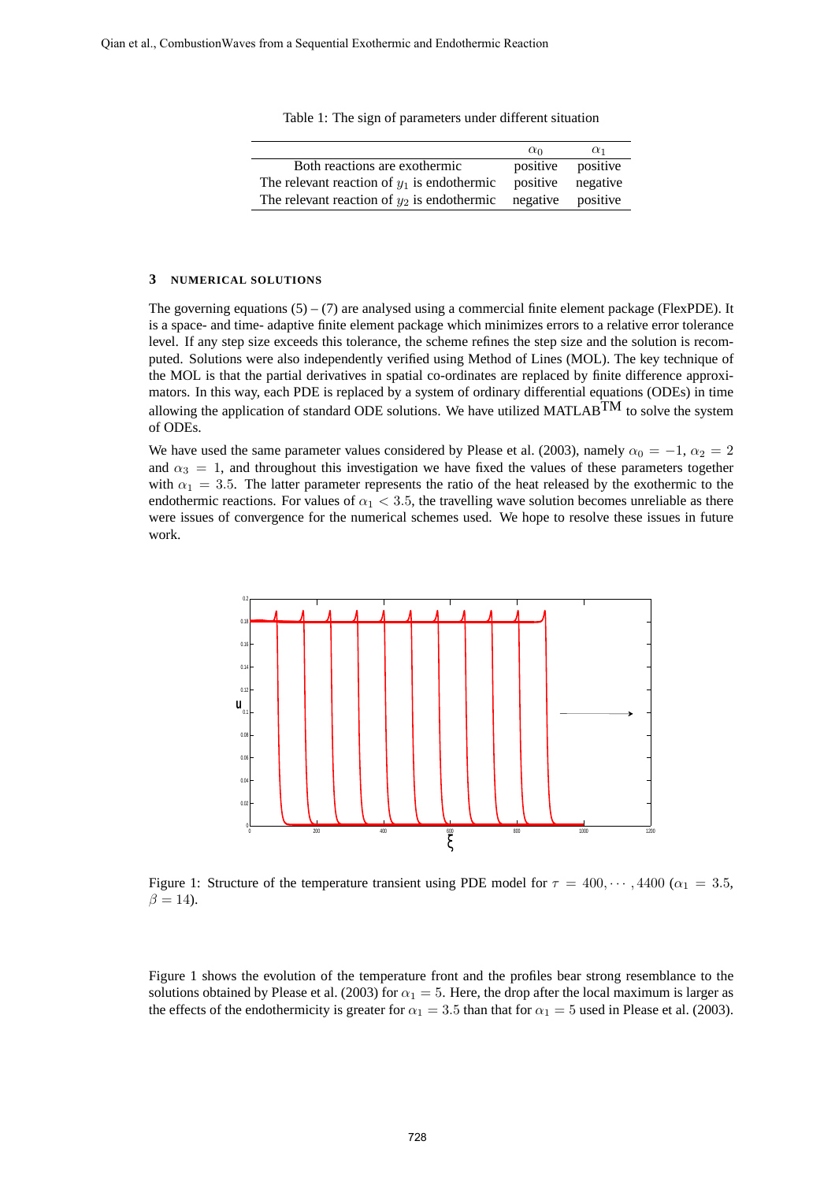Table 1: The sign of parameters under different situation

| | $\alpha_0$ | $\alpha_1$ |
|---|---|---|
| Both reactions are exothermic | positive | positive |
| The relevant reaction of $y_1$ is endothermic | positive | negative |
| The relevant reaction of $y_2$ is endothermic | negative | positive |

### 3 NUMERICAL SOLUTIONS

The governing equations (5) – (7) are analysed using a commercial finite element package (FlexPDE). It is a space- and time- adaptive finite element package which minimizes errors to a relative error tolerance level. If any step size exceeds this tolerance, the scheme refines the step size and the solution is recomputed. Solutions were also independently verified using Method of Lines (MOL). The key technique of the MOL is that the partial derivatives in spatial co-ordinates are replaced by finite difference approximators. In this way, each PDE is replaced by a system of ordinary differential equations (ODEs) in time allowing the application of standard ODE solutions. We have utilized MATLAB$^{\text{TM}}$ to solve the system of ODEs.

We have used the same parameter values considered by Please et al. (2003), namely $\alpha_0 = -1$, $\alpha_2 = 2$ and $\alpha_3 = 1$, and throughout this investigation we have fixed the values of these parameters together with $\alpha_1 = 3.5$. The latter parameter represents the ratio of the heat released by the exothermic to the endothermic reactions. For values of $\alpha_1 < 3.5$, the travelling wave solution becomes unreliable as there were issues of convergence for the numerical schemes used. We hope to resolve these issues in future work.

Figure 1: Structure of the temperature transient using PDE model for $\tau = 400, \cdots, 4400$ ($\alpha_1 = 3.5$, $\beta = 14$).

Figure 1 shows the evolution of the temperature front and the profiles bear strong resemblance to the solutions obtained by Please et al. (2003) for $\alpha_1 = 5$. Here, the drop after the local maximum is larger as the effects of the endothermicity is greater for $\alpha_1 = 3.5$ than that for $\alpha_1 = 5$ used in Please et al. (2003).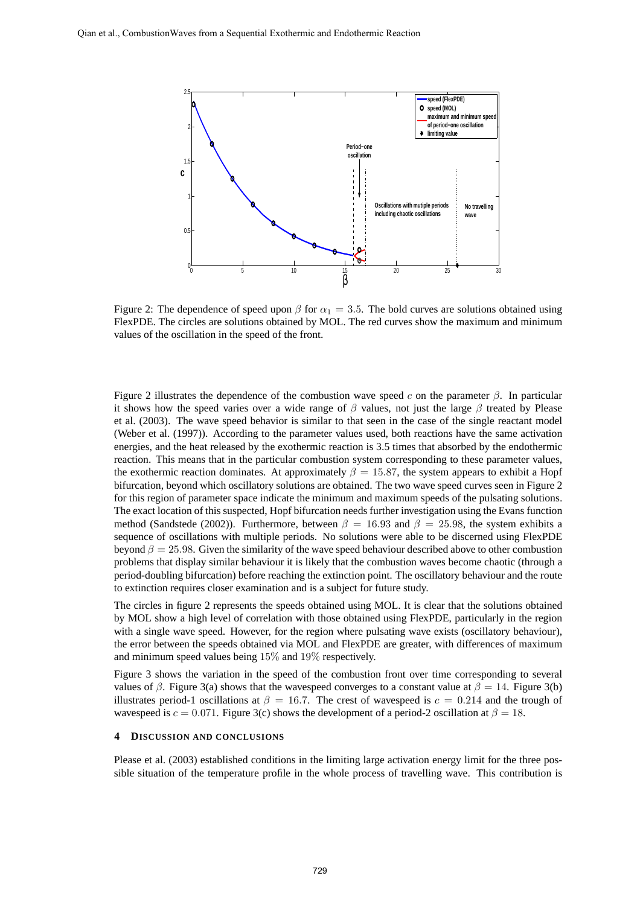Figure 2: The dependence of speed upon $\beta$ for $\alpha_1 = 3.5$. The bold curves are solutions obtained using FlexPDE. The circles are solutions obtained by MOL. The red curves show the maximum and minimum values of the oscillation in the speed of the front.

Figure 2 illustrates the dependence of the combustion wave speed $c$ on the parameter $\beta$. In particular it shows how the speed varies over a wide range of $\beta$ values, not just the large $\beta$ treated by Please et al. (2003). The wave speed behavior is similar to that seen in the case of the single reactant model (Weber et al. (1997)). According to the parameter values used, both reactions have the same activation energies, and the heat released by the exothermic reaction is 3.5 times that absorbed by the endothermic reaction. This means that in the particular combustion system corresponding to these parameter values, the exothermic reaction dominates. At approximately $\beta = 15.87$, the system appears to exhibit a Hopf bifurcation, beyond which oscillatory solutions are obtained. The two wave speed curves seen in Figure 2 for this region of parameter space indicate the minimum and maximum speeds of the pulsating solutions. The exact location of this suspected, Hopf bifurcation needs further investigation using the Evans function method (Sandstede (2002)). Furthermore, between $\beta = 16.93$ and $\beta = 25.98$, the system exhibits a sequence of oscillations with multiple periods. No solutions were able to be discerned using FlexPDE beyond $\beta = 25.98$. Given the similarity of the wave speed behaviour described above to other combustion problems that display similar behaviour it is likely that the combustion waves become chaotic (through a period-doubling bifurcation) before reaching the extinction point. The oscillatory behaviour and the route to extinction requires closer examination and is a subject for future study.

The circles in figure 2 represents the speeds obtained using MOL. It is clear that the solutions obtained by MOL show a high level of correlation with those obtained using FlexPDE, particularly in the region with a single wave speed. However, for the region where pulsating wave exists (oscillatory behaviour), the error between the speeds obtained via MOL and FlexPDE are greater, with differences of maximum and minimum speed values being $15\%$ and $19\%$ respectively.

Figure 3 shows the variation in the speed of the combustion front over time corresponding to several values of $\beta$. Figure 3(a) shows that the wavespeed converges to a constant value at $\beta = 14$. Figure 3(b) illustrates period-1 oscillations at $\beta = 16.7$. The crest of wavespeed is $c = 0.214$ and the trough of wavespeed is $c = 0.071$. Figure 3(c) shows the development of a period-2 oscillation at $\beta = 18$.

## 4 DISCUSSION AND CONCLUSIONS

Please et al. (2003) established conditions in the limiting large activation energy limit for the three possible situation of the temperature profile in the whole process of travelling wave. This contribution is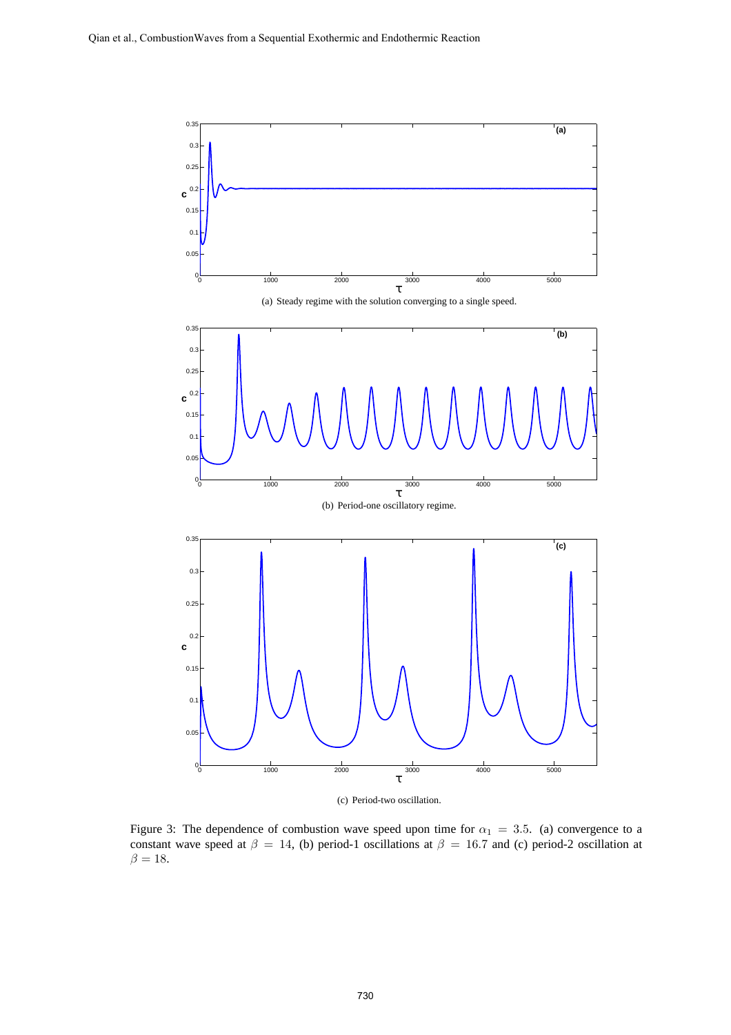(a) Steady regime with the solution converging to a single speed.

(b) Period-one oscillatory regime.

(c) Period-two oscillation.

Figure 3: The dependence of combustion wave speed upon time for $\alpha_1 = 3.5$. (a) convergence to a constant wave speed at $\beta = 14$, (b) period-1 oscillations at $\beta = 16.7$ and (c) period-2 oscillation at $\beta = 18$.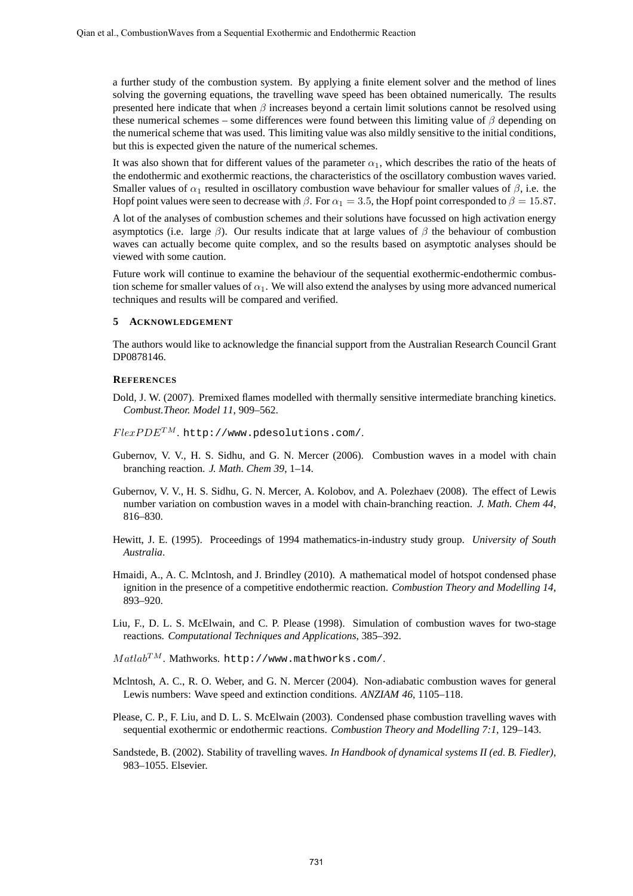a further study of the combustion system. By applying a finite element solver and the method of lines solving the governing equations, the travelling wave speed has been obtained numerically. The results presented here indicate that when $\beta$ increases beyond a certain limit solutions cannot be resolved using these numerical schemes – some differences were found between this limiting value of $\beta$ depending on the numerical scheme that was used. This limiting value was also mildly sensitive to the initial conditions, but this is expected given the nature of the numerical schemes.

It was also shown that for different values of the parameter $\alpha_1$, which describes the ratio of the heats of the endothermic and exothermic reactions, the characteristics of the oscillatory combustion waves varied. Smaller values of $\alpha_1$ resulted in oscillatory combustion wave behaviour for smaller values of $\beta$, i.e. the Hopf point values were seen to decrease with $\beta$. For $\alpha_1 = 3.5$, the Hopf point corresponded to $\beta = 15.87$.

A lot of the analyses of combustion schemes and their solutions have focussed on high activation energy asymptotics (i.e. large $\beta$). Our results indicate that at large values of $\beta$ the behaviour of combustion waves can actually become quite complex, and so the results based on asymptotic analyses should be viewed with some caution.

Future work will continue to examine the behaviour of the sequential exothermic-endothermic combustion scheme for smaller values of $\alpha_1$. We will also extend the analyses by using more advanced numerical techniques and results will be compared and verified.

## 5 Acknowledgement

The authors would like to acknowledge the financial support from the Australian Research Council Grant DP0878146.

## References

Dold, J. W. (2007). Premixed flames modelled with thermally sensitive intermediate branching kinetics. *Combust.Theor. Model 11*, 909–562.

$FlexPDE^{TM}$. http://www.pdesolutions.com/.

Gubernov, V. V., H. S. Sidhu, and G. N. Mercer (2006). Combustion waves in a model with chain branching reaction. *J. Math. Chem 39*, 1–14.

Gubernov, V. V., H. S. Sidhu, G. N. Mercer, A. Kolobov, and A. Polezhaev (2008). The effect of Lewis number variation on combustion waves in a model with chain-branching reaction. *J. Math. Chem 44*, 816–830.

Hewitt, J. E. (1995). Proceedings of 1994 mathematics-in-industry study group. *University of South Australia*.

Hmaidi, A., A. C. Mclntosh, and J. Brindley (2010). A mathematical model of hotspot condensed phase ignition in the presence of a competitive endothermic reaction. *Combustion Theory and Modelling 14*, 893–920.

Liu, F., D. L. S. McElwain, and C. P. Please (1998). Simulation of combustion waves for two-stage reactions. *Computational Techniques and Applications*, 385–392.

$Matlab^{TM}$. Mathworks. http://www.mathworks.com/.

Mclntosh, A. C., R. O. Weber, and G. N. Mercer (2004). Non-adiabatic combustion waves for general Lewis numbers: Wave speed and extinction conditions. *ANZIAM 46*, 1105–118.

Please, C. P., F. Liu, and D. L. S. McElwain (2003). Condensed phase combustion travelling waves with sequential exothermic or endothermic reactions. *Combustion Theory and Modelling 7:1*, 129–143.

Sandstede, B. (2002). Stability of travelling waves. *In Handbook of dynamical systems II (ed. B. Fiedler)*, 983–1055. Elsevier.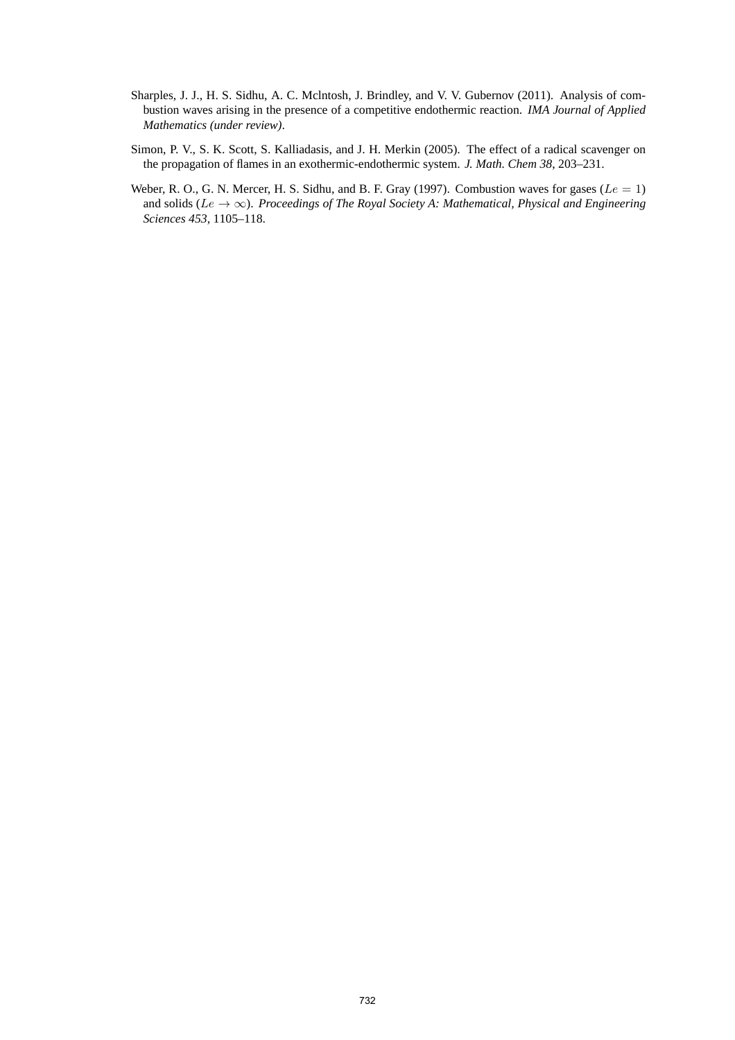Sharples, J. J., H. S. Sidhu, A. C. Mclntosh, J. Brindley, and V. V. Gubernov (2011). Analysis of combustion waves arising in the presence of a competitive endothermic reaction. *IMA Journal of Applied Mathematics (under review)*.

Simon, P. V., S. K. Scott, S. Kalliadasis, and J. H. Merkin (2005). The effect of a radical scavenger on the propagation of flames in an exothermic-endothermic system. *J. Math. Chem 38*, 203–231.

Weber, R. O., G. N. Mercer, H. S. Sidhu, and B. F. Gray (1997). Combustion waves for gases ($Le = 1$) and solids ($Le \to \infty$). *Proceedings of The Royal Society A: Mathematical, Physical and Engineering Sciences 453*, 1105–118.